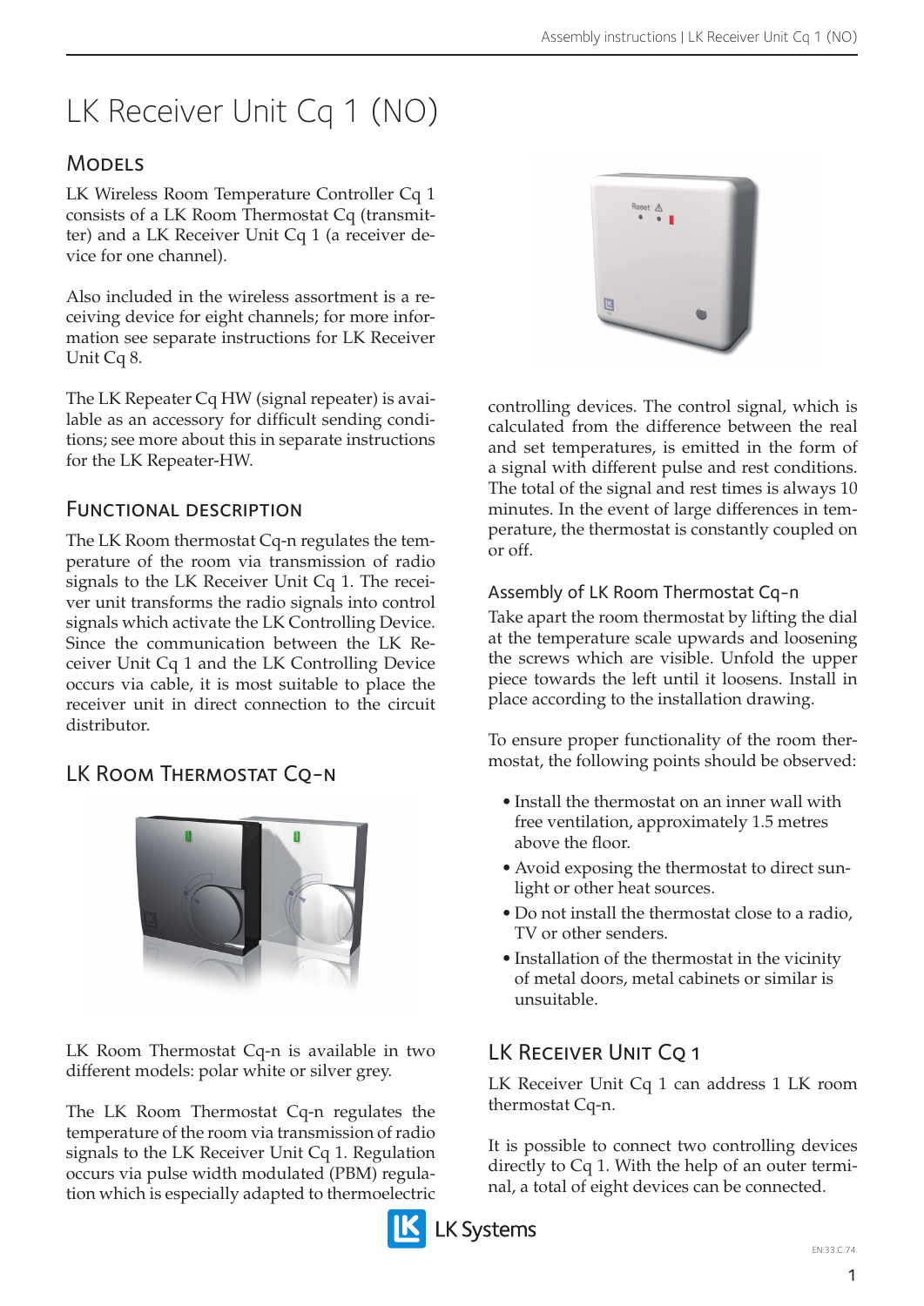# LK Receiver Unit Cq 1 (NO)

## Models

LK Wireless Room Temperature Controller Cq 1 consists of a LK Room Thermostat Cq (transmitter) and a LK Receiver Unit Cq 1 (a receiver device for one channel).

Also included in the wireless assortment is a receiving device for eight channels; for more information see separate instructions for LK Receiver Unit Cq 8.

The LK Repeater Cq HW (signal repeater) is available as an accessory for difficult sending conditions; see more about this in separate instructions for the LK Repeater-HW.

## Functional description

The LK Room thermostat Cq-n regulates the temperature of the room via transmission of radio signals to the LK Receiver Unit Cq 1. The receiver unit transforms the radio signals into control signals which activate the LK Controlling Device. Since the communication between the LK Receiver Unit Cq 1 and the LK Controlling Device occurs via cable, it is most suitable to place the receiver unit in direct connection to the circuit distributor.

## LK Room Thermostat Cq-n

LK Room Thermostat Cq-n is available in two different models: polar white or silver grey.

The LK Room Thermostat Cq-n regulates the temperature of the room via transmission of radio signals to the LK Receiver Unit Cq 1. Regulation occurs via pulse width modulated (PBM) regulation which is especially adapted to thermoelectric controlling devices. The control signal, which is calculated from the difference between the real and set temperatures, is emitted in the form of a signal with different pulse and rest conditions. The total of the signal and rest times is always 10 minutes. In the event of large differences in temperature, the thermostat is constantly coupled on or off.

### Assembly of LK Room Thermostat Cq-n

Take apart the room thermostat by lifting the dial at the temperature scale upwards and loosening the screws which are visible. Unfold the upper piece towards the left until it loosens. Install in place according to the installation drawing.

To ensure proper functionality of the room thermostat, the following points should be observed:

- Install the thermostat on an inner wall with free ventilation, approximately 1.5 metres above the floor.
- Avoid exposing the thermostat to direct sunlight or other heat sources.
- Do not install the thermostat close to a radio, TV or other senders.
- Installation of the thermostat in the vicinity of metal doors, metal cabinets or similar is unsuitable.

## LK Receiver Unit Cq 1

LK Receiver Unit Cq 1 can address 1 LK room thermostat Cq-n.

It is possible to connect two controlling devices directly to Cq 1. With the help of an outer terminal, a total of eight devices can be connected.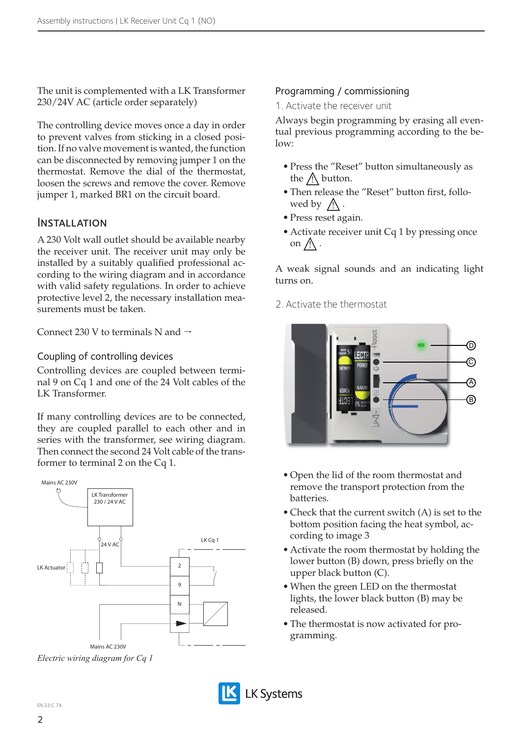The unit is complemented with a LK Transformer 230/24V AC (article order separately)

The controlling device moves once a day in order to prevent valves from sticking in a closed position. If no valve movement is wanted, the function can be disconnected by removing jumper 1 on the thermostat. Remove the dial of the thermostat, loosen the screws and remove the cover. Remove jumper 1, marked BR1 on the circuit board.

## Installation

A 230 Volt wall outlet should be available nearby the receiver unit. The receiver unit may only be installed by a suitably qualified professional according to the wiring diagram and in accordance with valid safety regulations. In order to achieve protective level 2, the necessary installation measurements must be taken.

Connect 230 V to terminals N and →

### Coupling of controlling devices

Controlling devices are coupled between terminal 9 on Cq 1 and one of the 24 Volt cables of the LK Transformer.

If many controlling devices are to be connected, they are coupled parallel to each other and in series with the transformer, see wiring diagram. Then connect the second 24 Volt cable of the transformer to terminal 2 on the Cq 1.

*Electric wiring diagram for Cq 1*

## Programming / commissioning

### 1. Activate the receiver unit

Always begin programming by erasing all eventual previous programming according to the below:

- Press the "Reset" button simultaneously as the ⚠ button.
- Then release the "Reset" button first, followed by ⚠ .
- Press reset again.
- Activate receiver unit Cq 1 by pressing once on ⚠ .

A weak signal sounds and an indicating light turns on.

### 2. Activate the thermostat

- Open the lid of the room thermostat and remove the transport protection from the batteries.
- Check that the current switch (A) is set to the bottom position facing the heat symbol, according to image 3
- Activate the room thermostat by holding the lower button (B) down, press briefly on the upper black button (C).
- When the green LED on the thermostat lights, the lower black button (B) may be released.
- The thermostat is now activated for programming.

EN.33.C.74.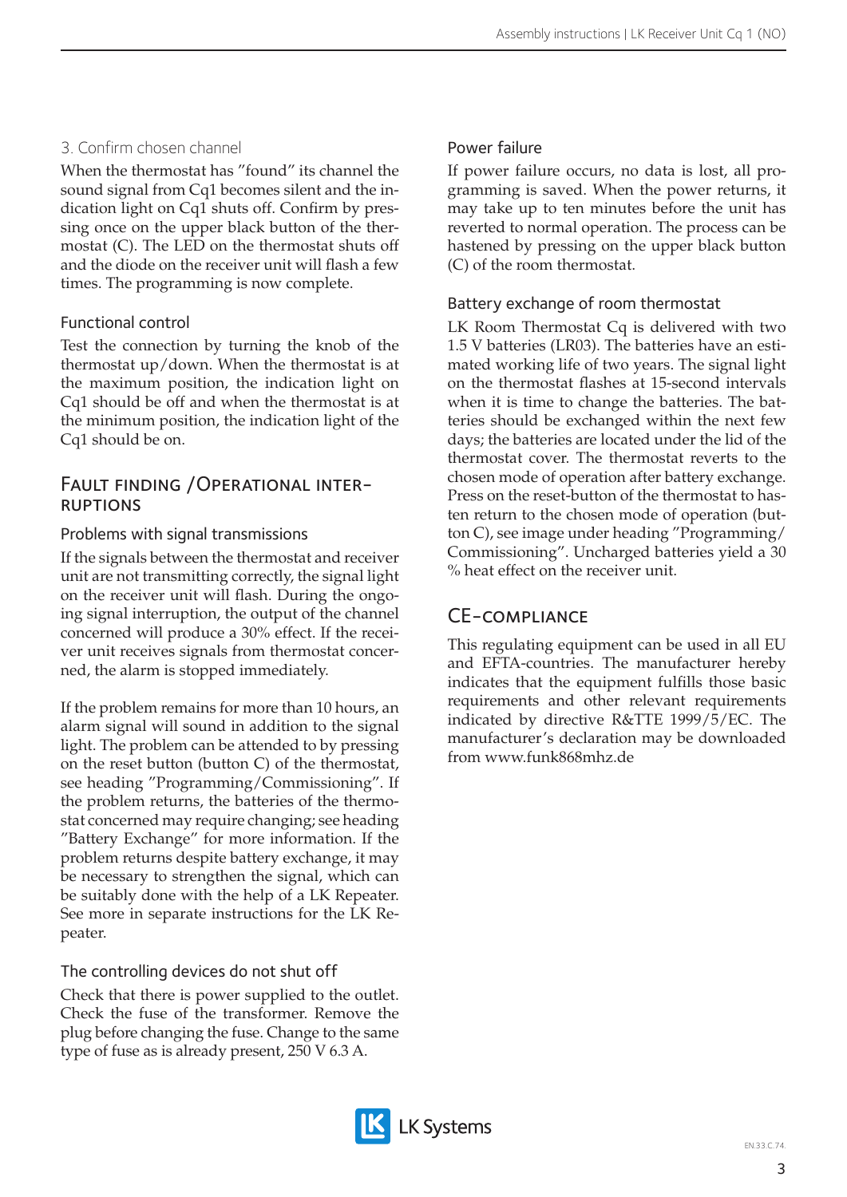### 3. Confirm chosen channel

When the thermostat has "found" its channel the sound signal from Cq1 becomes silent and the indication light on Cq1 shuts off. Confirm by pressing once on the upper black button of the thermostat (C). The LED on the thermostat shuts off and the diode on the receiver unit will flash a few times. The programming is now complete.

### Functional control

Test the connection by turning the knob of the thermostat up/down. When the thermostat is at the maximum position, the indication light on Cq1 should be off and when the thermostat is at the minimum position, the indication light of the Cq1 should be on.

## Fault finding / Operational interruptions

### Problems with signal transmissions

If the signals between the thermostat and receiver unit are not transmitting correctly, the signal light on the receiver unit will flash. During the ongoing signal interruption, the output of the channel concerned will produce a 30% effect. If the receiver unit receives signals from thermostat concerned, the alarm is stopped immediately.

If the problem remains for more than 10 hours, an alarm signal will sound in addition to the signal light. The problem can be attended to by pressing on the reset button (button C) of the thermostat, see heading "Programming/Commissioning". If the problem returns, the batteries of the thermostat concerned may require changing; see heading "Battery Exchange" for more information. If the problem returns despite battery exchange, it may be necessary to strengthen the signal, which can be suitably done with the help of a LK Repeater. See more in separate instructions for the LK Repeater.

### The controlling devices do not shut off

Check that there is power supplied to the outlet. Check the fuse of the transformer. Remove the plug before changing the fuse. Change to the same type of fuse as is already present, 250 V 6.3 A.

### Power failure

If power failure occurs, no data is lost, all programming is saved. When the power returns, it may take up to ten minutes before the unit has reverted to normal operation. The process can be hastened by pressing on the upper black button (C) of the room thermostat.

### Battery exchange of room thermostat

LK Room Thermostat Cq is delivered with two 1.5 V batteries (LR03). The batteries have an estimated working life of two years. The signal light on the thermostat flashes at 15-second intervals when it is time to change the batteries. The batteries should be exchanged within the next few days; the batteries are located under the lid of the thermostat cover. The thermostat reverts to the chosen mode of operation after battery exchange. Press on the reset-button of the thermostat to hasten return to the chosen mode of operation (button C), see image under heading "Programming/Commissioning". Uncharged batteries yield a 30 % heat effect on the receiver unit.

## CE-compliance

This regulating equipment can be used in all EU and EFTA-countries. The manufacturer hereby indicates that the equipment fulfills those basic requirements and other relevant requirements indicated by directive R&TTE 1999/5/EC. The manufacturer's declaration may be downloaded from www.funk868mhz.de

EN.33.C.74.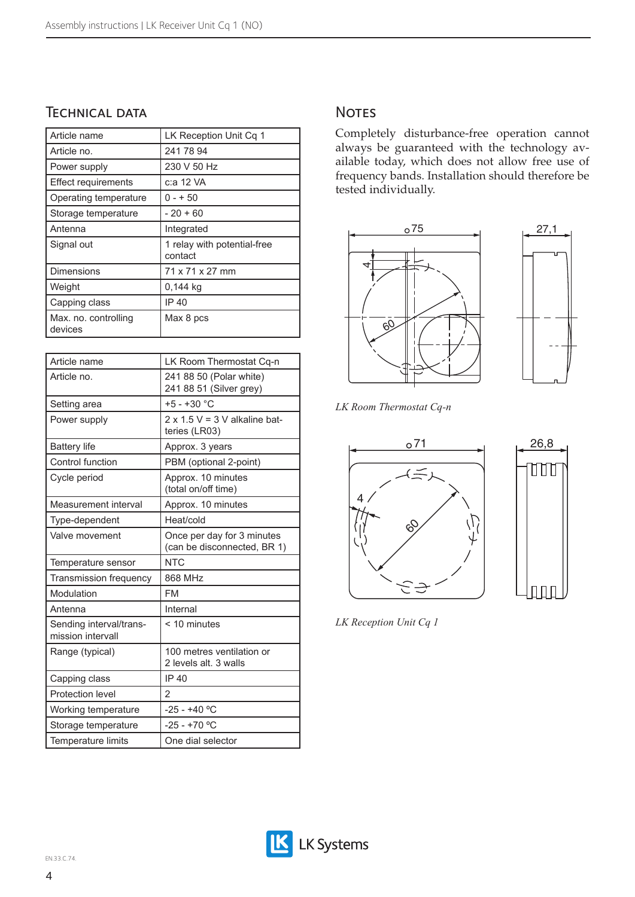## Technical data

| | |
|---|---|
| Article name | LK Reception Unit Cq 1 |
| Article no. | 241 78 94 |
| Power supply | 230 V 50 Hz |
| Effect requirements | c:a 12 VA |
| Operating temperature | 0 - + 50 |
| Storage temperature | - 20 + 60 |
| Antenna | Integrated |
| Signal out | 1 relay with potential-free contact |
| Dimensions | 71 x 71 x 27 mm |
| Weight | 0,144 kg |
| Capping class | IP 40 |
| Max. no. controlling devices | Max 8 pcs |

| | |
|---|---|
| Article name | LK Room Thermostat Cq-n |
| Article no. | 241 88 50 (Polar white)<br>241 88 51 (Silver grey) |
| Setting area | +5 - +30 °C |
| Power supply | 2 x 1.5 V = 3 V alkaline batteries (LR03) |
| Battery life | Approx. 3 years |
| Control function | PBM (optional 2-point) |
| Cycle period | Approx. 10 minutes (total on/off time) |
| Measurement interval | Approx. 10 minutes |
| Type-dependent | Heat/cold |
| Valve movement | Once per day for 3 minutes (can be disconnected, BR 1) |
| Temperature sensor | NTC |
| Transmission frequency | 868 MHz |
| Modulation | FM |
| Antenna | Internal |
| Sending interval/transmission intervall | < 10 minutes |
| Range (typical) | 100 metres ventilation or 2 levels alt. 3 walls |
| Capping class | IP 40 |
| Protection level | 2 |
| Working temperature | -25 - +40 °C |
| Storage temperature | -25 - +70 °C |
| Temperature limits | One dial selector |

## Notes

Completely disturbance-free operation cannot always be guaranteed with the technology available today, which does not allow free use of frequency bands. Installation should therefore be tested individually.

ο75
27,1
4
60

*LK Room Thermostat Cq-n*

ο71
26,8
4
60

*LK Reception Unit Cq 1*

EN.33.C.74.